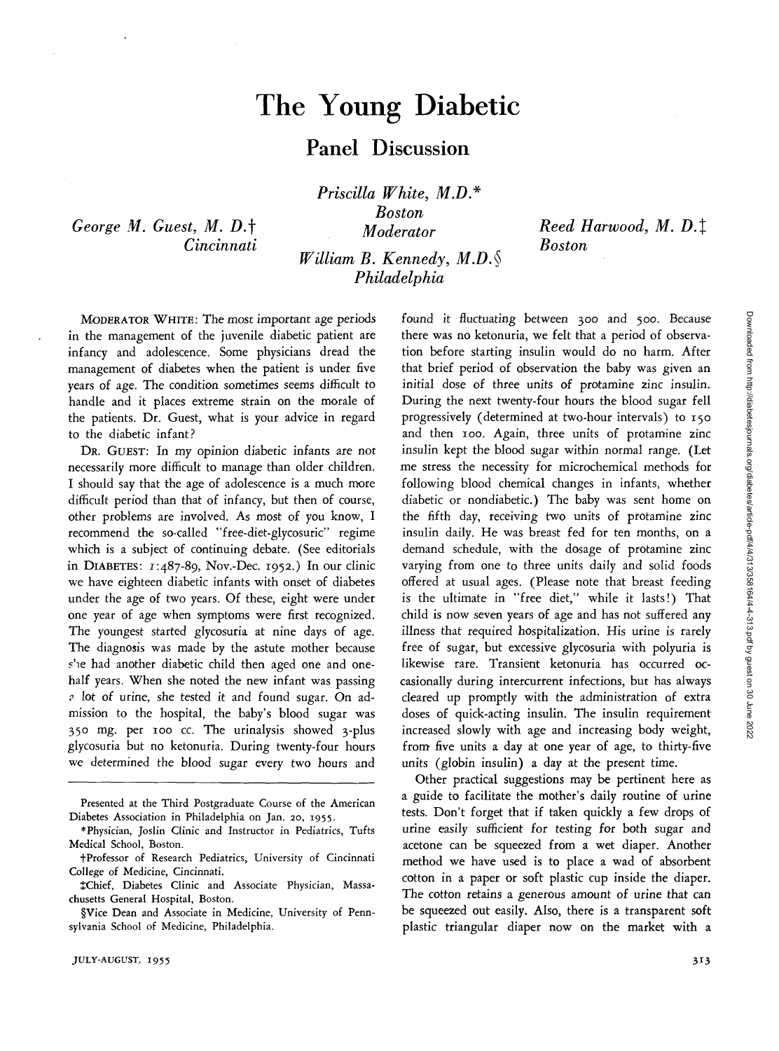# The Young Diabetic

## Panel Discussion

*Priscilla White, M.D.**
*Boston*
*Moderator*

*George M. Guest, M. D.*†
*Cincinnati*

*William B. Kennedy, M.D.*§
*Philadelphia*

*Reed Harwood, M. D.*‡
*Boston*

MODERATOR WHITE: The most important age periods in the management of the juvenile diabetic patient are infancy and adolescence. Some physicians dread the management of diabetes when the patient is under five years of age. The condition sometimes seems difficult to handle and it places extreme strain on the morale of the patients. Dr. Guest, what is your advice in regard to the diabetic infant?

DR. GUEST: In my opinion diabetic infants are not necessarily more difficult to manage than older children. I should say that the age of adolescence is a much more difficult period than that of infancy, but then of course, other problems are involved. As most of you know, I recommend the so-called "free-diet-glycosuric" regime which is a subject of continuing debate. (See editorials in DIABETES: *1*:487-89, Nov.-Dec. 1952.) In our clinic we have eighteen diabetic infants with onset of diabetes under the age of two years. Of these, eight were under one year of age when symptoms were first recognized. The youngest started glycosuria at nine days of age. The diagnosis was made by the astute mother because she had another diabetic child then aged one and one-half years. When she noted the new infant was passing a lot of urine, she tested it and found sugar. On admission to the hospital, the baby's blood sugar was 350 mg. per 100 cc. The urinalysis showed 3-plus glycosuria but no ketonuria. During twenty-four hours we determined the blood sugar every two hours and found it fluctuating between 300 and 500. Because there was no ketonuria, we felt that a period of observation before starting insulin would do no harm. After that brief period of observation the baby was given an initial dose of three units of protamine zinc insulin. During the next twenty-four hours the blood sugar fell progressively (determined at two-hour intervals) to 150 and then 100. Again, three units of protamine zinc insulin kept the blood sugar within normal range. (Let me stress the necessity for microchemical methods for following blood chemical changes in infants, whether diabetic or nondiabetic.) The baby was sent home on the fifth day, receiving two units of protamine zinc insulin daily. He was breast fed for ten months, on a demand schedule, with the dosage of protamine zinc varying from one to three units daily and solid foods offered at usual ages. (Please note that breast feeding is the ultimate in "free diet," while it lasts!) That child is now seven years of age and has not suffered any illness that required hospitalization. His urine is rarely free of sugar, but excessive glycosuria with polyuria is likewise rare. Transient ketonuria has occurred occasionally during intercurrent infections, but has always cleared up promptly with the administration of extra doses of quick-acting insulin. The insulin requirement increased slowly with age and increasing body weight, from five units a day at one year of age, to thirty-five units (globin insulin) a day at the present time.

Other practical suggestions may be pertinent here as a guide to facilitate the mother's daily routine of urine tests. Don't forget that if taken quickly a few drops of urine easily sufficient for testing for both sugar and acetone can be squeezed from a wet diaper. Another method we have used is to place a wad of absorbent cotton in a paper or soft plastic cup inside the diaper. The cotton retains a generous amount of urine that can be squeezed out easily. Also, there is a transparent soft plastic triangular diaper now on the market with a

---

Presented at the Third Postgraduate Course of the American Diabetes Association in Philadelphia on Jan. 20, 1955.

*Physician, Joslin Clinic and Instructor in Pediatrics, Tufts Medical School, Boston.

†Professor of Research Pediatrics, University of Cincinnati College of Medicine, Cincinnati.

‡Chief, Diabetes Clinic and Associate Physician, Massachusetts General Hospital, Boston.

§Vice Dean and Associate in Medicine, University of Pennsylvania School of Medicine, Philadelphia.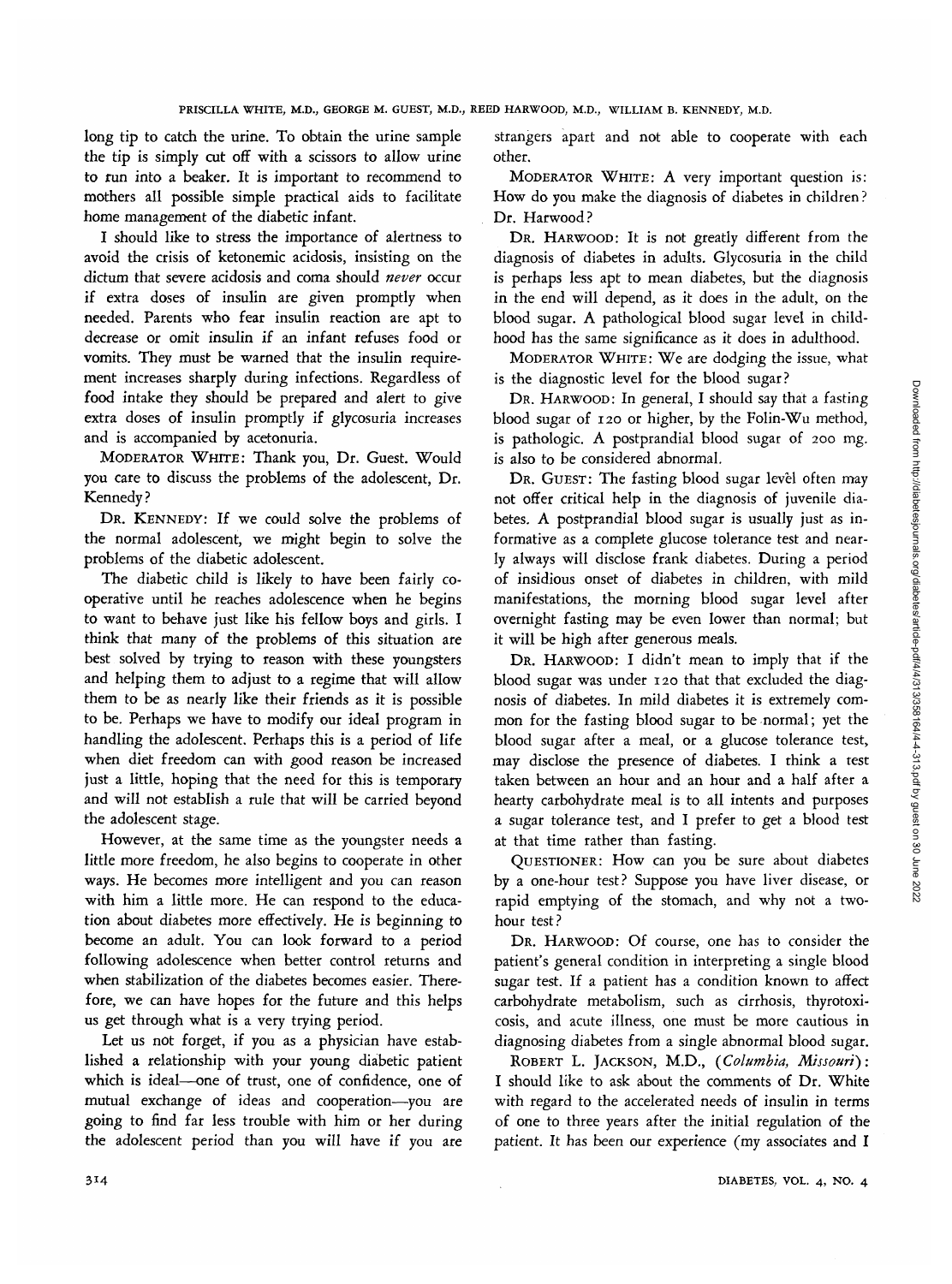long tip to catch the urine. To obtain the urine sample the tip is simply cut off with a scissors to allow urine to run into a beaker. It is important to recommend to mothers all possible simple practical aids to facilitate home management of the diabetic infant.

I should like to stress the importance of alertness to avoid the crisis of ketonemic acidosis, insisting on the dictum that severe acidosis and coma should *never* occur if extra doses of insulin are given promptly when needed. Parents who fear insulin reaction are apt to decrease or omit insulin if an infant refuses food or vomits. They must be warned that the insulin requirement increases sharply during infections. Regardless of food intake they should be prepared and alert to give extra doses of insulin promptly if glycosuria increases and is accompanied by acetonuria.

MODERATOR WHITE: Thank you, Dr. Guest. Would you care to discuss the problems of the adolescent, Dr. Kennedy?

DR. KENNEDY: If we could solve the problems of the normal adolescent, we might begin to solve the problems of the diabetic adolescent.

The diabetic child is likely to have been fairly cooperative until he reaches adolescence when he begins to want to behave just like his fellow boys and girls. I think that many of the problems of this situation are best solved by trying to reason with these youngsters and helping them to adjust to a regime that will allow them to be as nearly like their friends as it is possible to be. Perhaps we have to modify our ideal program in handling the adolescent. Perhaps this is a period of life when diet freedom can with good reason be increased just a little, hoping that the need for this is temporary and will not establish a rule that will be carried beyond the adolescent stage.

However, at the same time as the youngster needs a little more freedom, he also begins to cooperate in other ways. He becomes more intelligent and you can reason with him a little more. He can respond to the education about diabetes more effectively. He is beginning to become an adult. You can look forward to a period following adolescence when better control returns and when stabilization of the diabetes becomes easier. Therefore, we can have hopes for the future and this helps us get through what is a very trying period.

Let us not forget, if you as a physician have established a relationship with your young diabetic patient which is ideal—one of trust, one of confidence, one of mutual exchange of ideas and cooperation—you are going to find far less trouble with him or her during the adolescent period than you will have if you are strangers apart and not able to cooperate with each other.

MODERATOR WHITE: A very important question is: How do you make the diagnosis of diabetes in children? Dr. Harwood?

DR. HARWOOD: It is not greatly different from the diagnosis of diabetes in adults. Glycosuria in the child is perhaps less apt to mean diabetes, but the diagnosis in the end will depend, as it does in the adult, on the blood sugar. A pathological blood sugar level in childhood has the same significance as it does in adulthood.

MODERATOR WHITE: We are dodging the issue, what is the diagnostic level for the blood sugar?

DR. HARWOOD: In general, I should say that a fasting blood sugar of 120 or higher, by the Folin-Wu method, is pathologic. A postprandial blood sugar of 200 mg. is also to be considered abnormal.

DR. GUEST: The fasting blood sugar level often may not offer critical help in the diagnosis of juvenile diabetes. A postprandial blood sugar is usually just as informative as a complete glucose tolerance test and nearly always will disclose frank diabetes. During a period of insidious onset of diabetes in children, with mild manifestations, the morning blood sugar level after overnight fasting may be even lower than normal; but it will be high after generous meals.

DR. HARWOOD: I didn't mean to imply that if the blood sugar was under 120 that that excluded the diagnosis of diabetes. In mild diabetes it is extremely common for the fasting blood sugar to be normal; yet the blood sugar after a meal, or a glucose tolerance test, may disclose the presence of diabetes. I think a test taken between an hour and an hour and a half after a hearty carbohydrate meal is to all intents and purposes a sugar tolerance test, and I prefer to get a blood test at that time rather than fasting.

QUESTIONER: How can you be sure about diabetes by a one-hour test? Suppose you have liver disease, or rapid emptying of the stomach, and why not a two-hour test?

DR. HARWOOD: Of course, one has to consider the patient's general condition in interpreting a single blood sugar test. If a patient has a condition known to affect carbohydrate metabolism, such as cirrhosis, thyrotoxicosis, and acute illness, one must be more cautious in diagnosing diabetes from a single abnormal blood sugar.

ROBERT L. JACKSON, M.D., (*Columbia, Missouri*): I should like to ask about the comments of Dr. White with regard to the accelerated needs of insulin in terms of one to three years after the initial regulation of the patient. It has been our experience (my associates and I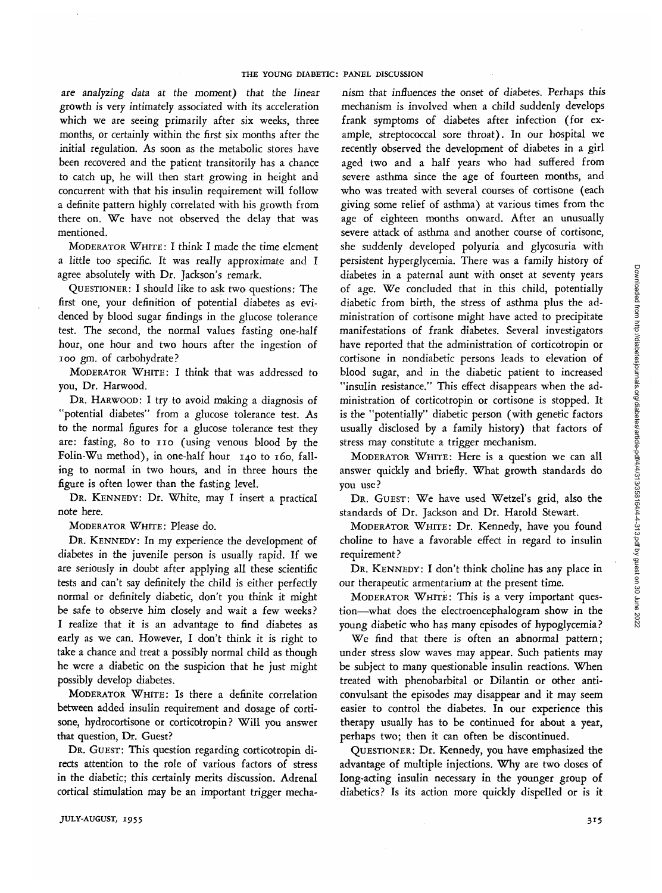are analyzing data at the moment) that the linear growth is very intimately associated with its acceleration which we are seeing primarily after six weeks, three months, or certainly within the first six months after the initial regulation. As soon as the metabolic stores have been recovered and the patient transitorily has a chance to catch up, he will then start growing in height and concurrent with that his insulin requirement will follow a definite pattern highly correlated with his growth from there on. We have not observed the delay that was mentioned.

MODERATOR WHITE: I think I made the time element a little too specific. It was really approximate and I agree absolutely with Dr. Jackson's remark.

QUESTIONER: I should like to ask two questions: The first one, your definition of potential diabetes as evidenced by blood sugar findings in the glucose tolerance test. The second, the normal values fasting one-half hour, one hour and two hours after the ingestion of 100 gm. of carbohydrate?

MODERATOR WHITE: I think that was addressed to you, Dr. Harwood.

DR. HARWOOD: I try to avoid making a diagnosis of "potential diabetes" from a glucose tolerance test. As to the normal figures for a glucose tolerance test they are: fasting, 80 to 110 (using venous blood by the Folin-Wu method), in one-half hour 140 to 160, falling to normal in two hours, and in three hours the figure is often lower than the fasting level.

DR. KENNEDY: Dr. White, may I insert a practical note here.

MODERATOR WHITE: Please do.

DR. KENNEDY: In my experience the development of diabetes in the juvenile person is usually rapid. If we are seriously in doubt after applying all these scientific tests and can't say definitely the child is either perfectly normal or definitely diabetic, don't you think it might be safe to observe him closely and wait a few weeks? I realize that it is an advantage to find diabetes as early as we can. However, I don't think it is right to take a chance and treat a possibly normal child as though he were a diabetic on the suspicion that he just might possibly develop diabetes.

MODERATOR WHITE: Is there a definite correlation between added insulin requirement and dosage of cortisone, hydrocortisone or corticotropin? Will you answer that question, Dr. Guest?

DR. GUEST: This question regarding corticotropin directs attention to the role of various factors of stress in the diabetic; this certainly merits discussion. Adrenal cortical stimulation may be an important trigger mechanism that influences the onset of diabetes. Perhaps this mechanism is involved when a child suddenly develops frank symptoms of diabetes after infection (for example, streptococcal sore throat). In our hospital we recently observed the development of diabetes in a girl aged two and a half years who had suffered from severe asthma since the age of fourteen months, and who was treated with several courses of cortisone (each giving some relief of asthma) at various times from the age of eighteen months onward. After an unusually severe attack of asthma and another course of cortisone, she suddenly developed polyuria and glycosuria with persistent hyperglycemia. There was a family history of diabetes in a paternal aunt with onset at seventy years of age. We concluded that in this child, potentially diabetic from birth, the stress of asthma plus the administration of cortisone might have acted to precipitate manifestations of frank diabetes. Several investigators have reported that the administration of corticotropin or cortisone in nondiabetic persons leads to elevation of blood sugar, and in the diabetic patient to increased "insulin resistance." This effect disappears when the administration of corticotropin or cortisone is stopped. It is the "potentially" diabetic person (with genetic factors usually disclosed by a family history) that factors of stress may constitute a trigger mechanism.

MODERATOR WHITE: Here is a question we can all answer quickly and briefly. What growth standards do you use?

DR. GUEST: We have used Wetzel's grid, also the standards of Dr. Jackson and Dr. Harold Stewart.

MODERATOR WHITE: Dr. Kennedy, have you found choline to have a favorable effect in regard to insulin requirement?

DR. KENNEDY: I don't think choline has any place in our therapeutic armentarium at the present time.

MODERATOR WHITE: This is a very important question—what does the electroencephalogram show in the young diabetic who has many episodes of hypoglycemia?

We find that there is often an abnormal pattern; under stress slow waves may appear. Such patients may be subject to many questionable insulin reactions. When treated with phenobarbital or Dilantin or other anticonvulsant the episodes may disappear and it may seem easier to control the diabetes. In our experience this therapy usually has to be continued for about a year, perhaps two; then it can often be discontinued.

QUESTIONER: Dr. Kennedy, you have emphasized the advantage of multiple injections. Why are two doses of long-acting insulin necessary in the younger group of diabetics? Is its action more quickly dispelled or is it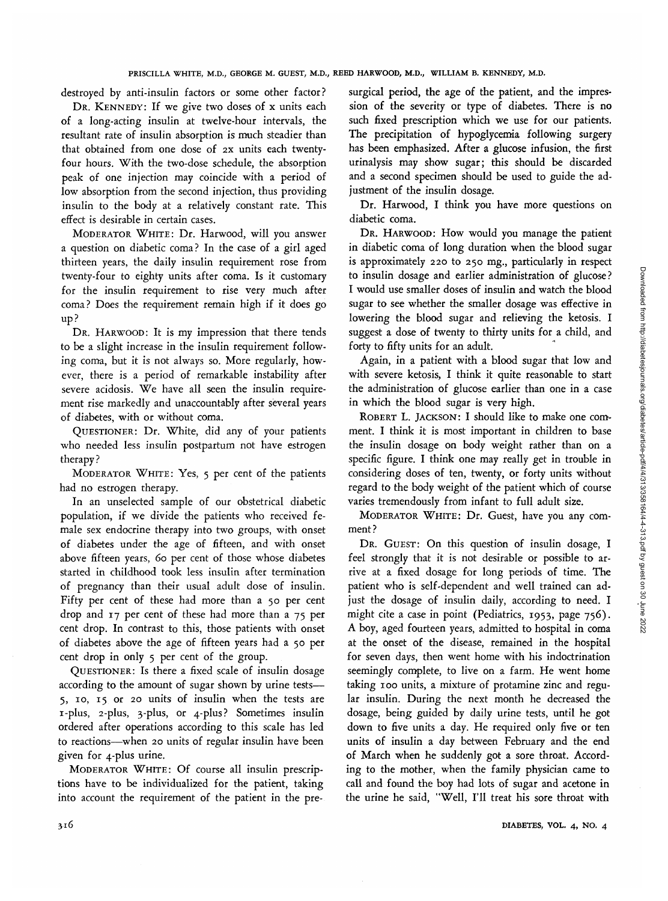destroyed by anti-insulin factors or some other factor?

DR. KENNEDY: If we give two doses of x units each of a long-acting insulin at twelve-hour intervals, the resultant rate of insulin absorption is much steadier than that obtained from one dose of 2x units each twenty-four hours. With the two-dose schedule, the absorption peak of one injection may coincide with a period of low absorption from the second injection, thus providing insulin to the body at a relatively constant rate. This effect is desirable in certain cases.

MODERATOR WHITE: Dr. Harwood, will you answer a question on diabetic coma? In the case of a girl aged thirteen years, the daily insulin requirement rose from twenty-four to eighty units after coma. Is it customary for the insulin requirement to rise very much after coma? Does the requirement remain high if it does go up?

DR. HARWOOD: It is my impression that there tends to be a slight increase in the insulin requirement following coma, but it is not always so. More regularly, however, there is a period of remarkable instability after severe acidosis. We have all seen the insulin requirement rise markedly and unaccountably after several years of diabetes, with or without coma.

QUESTIONER: Dr. White, did any of your patients who needed less insulin postpartum not have estrogen therapy?

MODERATOR WHITE: Yes, 5 per cent of the patients had no estrogen therapy.

In an unselected sample of our obstetrical diabetic population, if we divide the patients who received female sex endocrine therapy into two groups, with onset of diabetes under the age of fifteen, and with onset above fifteen years, 60 per cent of those whose diabetes started in childhood took less insulin after termination of pregnancy than their usual adult dose of insulin. Fifty per cent of these had more than a 50 per cent drop and 17 per cent of these had more than a 75 per cent drop. In contrast to this, those patients with onset of diabetes above the age of fifteen years had a 50 per cent drop in only 5 per cent of the group.

QUESTIONER: Is there a fixed scale of insulin dosage according to the amount of sugar shown by urine tests—5, 10, 15 or 20 units of insulin when the tests are 1-plus, 2-plus, 3-plus, or 4-plus? Sometimes insulin ordered after operations according to this scale has led to reactions—when 20 units of regular insulin have been given for 4-plus urine.

MODERATOR WHITE: Of course all insulin prescriptions have to be individualized for the patient, taking into account the requirement of the patient in the pre-surgical period, the age of the patient, and the impression of the severity or type of diabetes. There is no such fixed prescription which we use for our patients. The precipitation of hypoglycemia following surgery has been emphasized. After a glucose infusion, the first urinalysis may show sugar; this should be discarded and a second specimen should be used to guide the adjustment of the insulin dosage.

Dr. Harwood, I think you have more questions on diabetic coma.

DR. HARWOOD: How would you manage the patient in diabetic coma of long duration when the blood sugar is approximately 220 to 250 mg., particularly in respect to insulin dosage and earlier administration of glucose? I would use smaller doses of insulin and watch the blood sugar to see whether the smaller dosage was effective in lowering the blood sugar and relieving the ketosis. I suggest a dose of twenty to thirty units for a child, and forty to fifty units for an adult.

Again, in a patient with a blood sugar that low and with severe ketosis, I think it quite reasonable to start the administration of glucose earlier than one in a case in which the blood sugar is very high.

ROBERT L. JACKSON: I should like to make one comment. I think it is most important in children to base the insulin dosage on body weight rather than on a specific figure. I think one may really get in trouble in considering doses of ten, twenty, or forty units without regard to the body weight of the patient which of course varies tremendously from infant to full adult size.

MODERATOR WHITE: Dr. Guest, have you any comment?

DR. GUEST: On this question of insulin dosage, I feel strongly that it is not desirable or possible to arrive at a fixed dosage for long periods of time. The patient who is self-dependent and well trained can adjust the dosage of insulin daily, according to need. I might cite a case in point (Pediatrics, 1953, page 756). A boy, aged fourteen years, admitted to hospital in coma at the onset of the disease, remained in the hospital for seven days, then went home with his indoctrination seemingly complete, to live on a farm. He went home taking 100 units, a mixture of protamine zinc and regular insulin. During the next month he decreased the dosage, being guided by daily urine tests, until he got down to five units a day. He required only five or ten units of insulin a day between February and the end of March when he suddenly got a sore throat. According to the mother, when the family physician came to call and found the boy had lots of sugar and acetone in the urine he said, "Well, I'll treat his sore throat with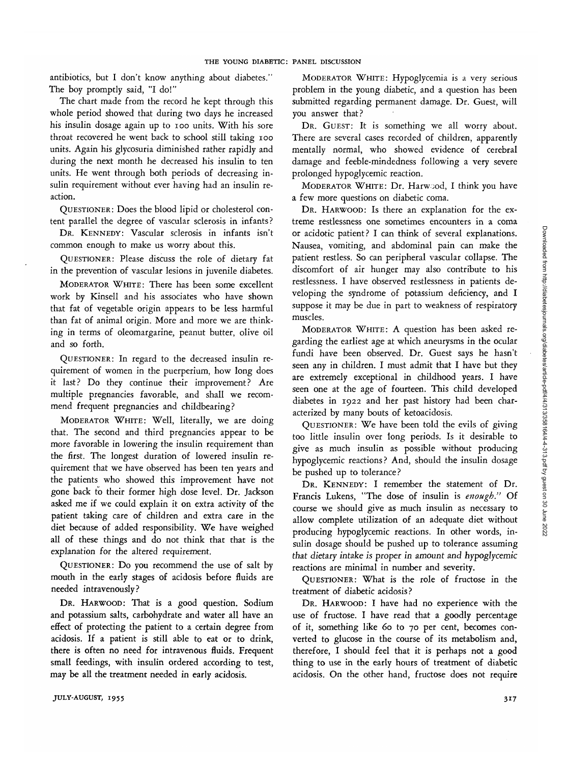antibiotics, but I don't know anything about diabetes." The boy promptly said, "I do!"

The chart made from the record he kept through this whole period showed that during two days he increased his insulin dosage again up to 100 units. With his sore throat recovered he went back to school still taking 100 units. Again his glycosuria diminished rather rapidly and during the next month he decreased his insulin to ten units. He went through both periods of decreasing insulin requirement without ever having had an insulin reaction.

QUESTIONER: Does the blood lipid or cholesterol content parallel the degree of vascular sclerosis in infants?

DR. KENNEDY: Vascular sclerosis in infants isn't common enough to make us worry about this.

QUESTIONER: Please discuss the role of dietary fat in the prevention of vascular lesions in juvenile diabetes.

MODERATOR WHITE: There has been some excellent work by Kinsell and his associates who have shown that fat of vegetable origin appears to be less harmful than fat of animal origin. More and more we are thinking in terms of oleomargarine, peanut butter, olive oil and so forth.

QUESTIONER: In regard to the decreased insulin requirement of women in the puerperium, how long does it last? Do they continue their improvement? Are multiple pregnancies favorable, and shall we recommend frequent pregnancies and childbearing?

MODERATOR WHITE: Well, literally, we are doing that. The second and third pregnancies appear to be more favorable in lowering the insulin requirement than the first. The longest duration of lowered insulin requirement that we have observed has been ten years and the patients who showed this improvement have not gone back to their former high dose level. Dr. Jackson asked me if we could explain it on extra activity of the patient taking care of children and extra care in the diet because of added responsibility. We have weighed all of these things and do not think that that is the explanation for the altered requirement.

QUESTIONER: Do you recommend the use of salt by mouth in the early stages of acidosis before fluids are needed intravenously?

DR. HARWOOD: That is a good question. Sodium and potassium salts, carbohydrate and water all have an effect of protecting the patient to a certain degree from acidosis. If a patient is still able to eat or to drink, there is often no need for intravenous fluids. Frequent small feedings, with insulin ordered according to test, may be all the treatment needed in early acidosis.

MODERATOR WHITE: Hypoglycemia is a very serious problem in the young diabetic, and a question has been submitted regarding permanent damage. Dr. Guest, will you answer that?

DR. GUEST: It is something we all worry about. There are several cases recorded of children, apparently mentally normal, who showed evidence of cerebral damage and feeble-mindedness following a very severe prolonged hypoglycemic reaction.

MODERATOR WHITE: Dr. Harwood, I think you have a few more questions on diabetic coma.

DR. HARWOOD: Is there an explanation for the extreme restlessness one sometimes encounters in a coma or acidotic patient? I can think of several explanations. Nausea, vomiting, and abdominal pain can make the patient restless. So can peripheral vascular collapse. The discomfort of air hunger may also contribute to his restlessness. I have observed restlessness in patients developing the syndrome of potassium deficiency, and I suppose it may be due in part to weakness of respiratory muscles.

MODERATOR WHITE: A question has been asked regarding the earliest age at which aneurysms in the ocular fundi have been observed. Dr. Guest says he hasn't seen any in children. I must admit that I have but they are extremely exceptional in childhood years. I have seen one at the age of fourteen. This child developed diabetes in 1922 and her past history had been characterized by many bouts of ketoacidosis.

QUESTIONER: We have been told the evils of giving too little insulin over long periods. Is it desirable to give as much insulin as possible without producing hypoglycemic reactions? And, should the insulin dosage be pushed up to tolerance?

DR. KENNEDY: I remember the statement of Dr. Francis Lukens, "The dose of insulin is *enough*." Of course we should give as much insulin as necessary to allow complete utilization of an adequate diet without producing hypoglycemic reactions. In other words, insulin dosage should be pushed up to tolerance assuming *that dietary intake is proper in amount and hypoglycemic reactions are minimal in number and severity.*

QUESTIONER: What is the role of fructose in the treatment of diabetic acidosis?

DR. HARWOOD: I have had no experience with the use of fructose. I have read that a goodly percentage of it, something like 60 to 70 per cent, becomes converted to glucose in the course of its metabolism and, therefore, I should feel that it is perhaps not a good thing to use in the early hours of treatment of diabetic acidosis. On the other hand, fructose does not require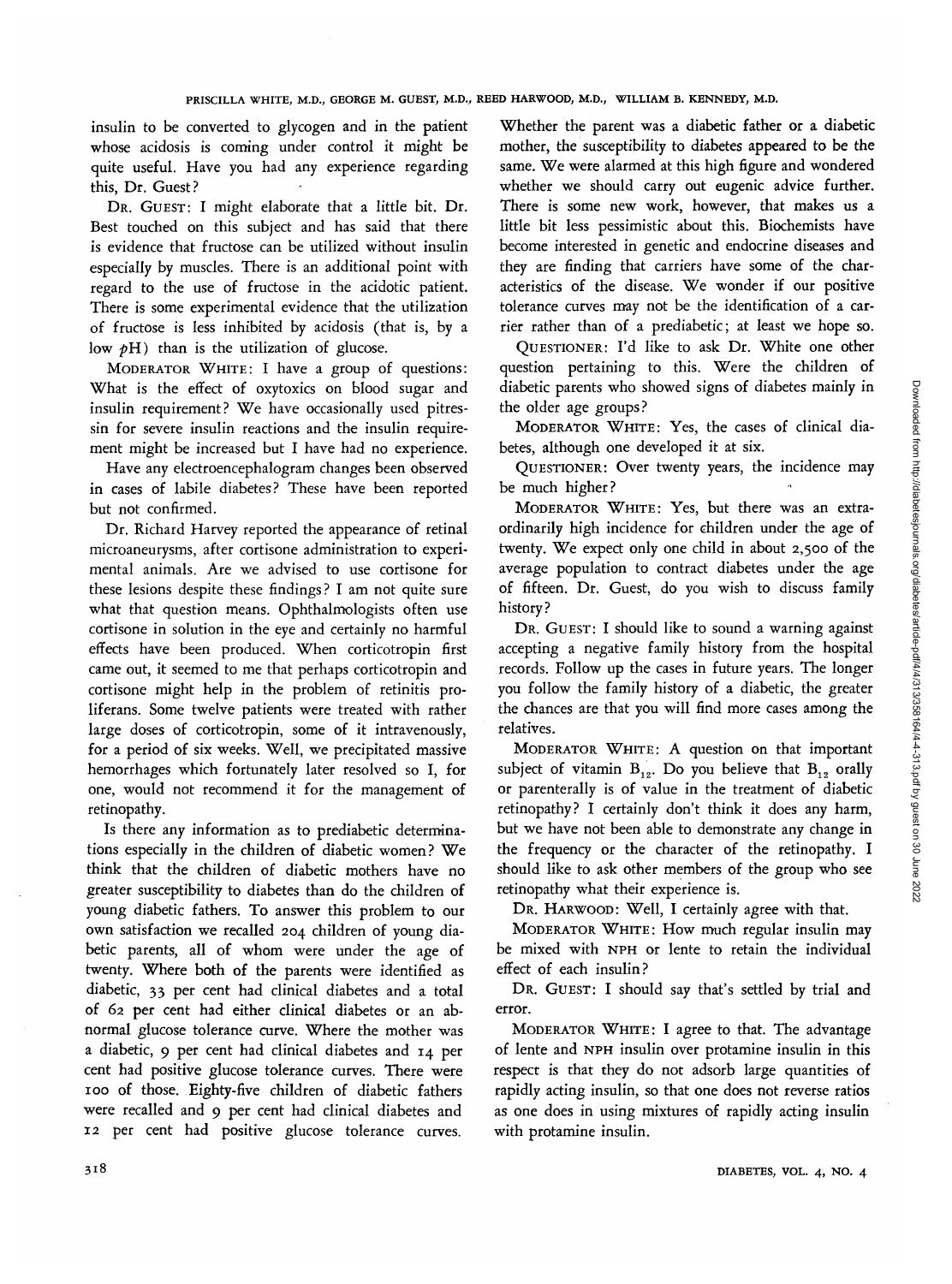insulin to be converted to glycogen and in the patient whose acidosis is coming under control it might be quite useful. Have you had any experience regarding this, Dr. Guest?

DR. GUEST: I might elaborate that a little bit. Dr. Best touched on this subject and has said that there is evidence that fructose can be utilized without insulin especially by muscles. There is an additional point with regard to the use of fructose in the acidotic patient. There is some experimental evidence that the utilization of fructose is less inhibited by acidosis (that is, by a low *p*H) than is the utilization of glucose.

MODERATOR WHITE: I have a group of questions: What is the effect of oxytoxics on blood sugar and insulin requirement? We have occasionally used pitressin for severe insulin reactions and the insulin requirement might be increased but I have had no experience.

Have any electroencephalogram changes been observed in cases of labile diabetes? These have been reported but not confirmed.

Dr. Richard Harvey reported the appearance of retinal microaneurysms, after cortisone administration to experimental animals. Are we advised to use cortisone for these lesions despite these findings? I am not quite sure what that question means. Ophthalmologists often use cortisone in solution in the eye and certainly no harmful effects have been produced. When corticotropin first came out, it seemed to me that perhaps corticotropin and cortisone might help in the problem of retinitis proliferans. Some twelve patients were treated with rather large doses of corticotropin, some of it intravenously, for a period of six weeks. Well, we precipitated massive hemorrhages which fortunately later resolved so I, for one, would not recommend it for the management of retinopathy.

Is there any information as to prediabetic determinations especially in the children of diabetic women? We think that the children of diabetic mothers have no greater susceptibility to diabetes than do the children of young diabetic fathers. To answer this problem to our own satisfaction we recalled 204 children of young diabetic parents, all of whom were under the age of twenty. Where both of the parents were identified as diabetic, 33 per cent had clinical diabetes and a total of 62 per cent had either clinical diabetes or an abnormal glucose tolerance curve. Where the mother was a diabetic, 9 per cent had clinical diabetes and 14 per cent had positive glucose tolerance curves. There were 100 of those. Eighty-five children of diabetic fathers were recalled and 9 per cent had clinical diabetes and 12 per cent had positive glucose tolerance curves. Whether the parent was a diabetic father or a diabetic mother, the susceptibility to diabetes appeared to be the same. We were alarmed at this high figure and wondered whether we should carry out eugenic advice further. There is some new work, however, that makes us a little bit less pessimistic about this. Biochemists have become interested in genetic and endocrine diseases and they are finding that carriers have some of the characteristics of the disease. We wonder if our positive tolerance curves may not be the identification of a carrier rather than of a prediabetic; at least we hope so.

QUESTIONER: I'd like to ask Dr. White one other question pertaining to this. Were the children of diabetic parents who showed signs of diabetes mainly in the older age groups?

MODERATOR WHITE: Yes, the cases of clinical diabetes, although one developed it at six.

QUESTIONER: Over twenty years, the incidence may be much higher?

MODERATOR WHITE: Yes, but there was an extraordinarily high incidence for children under the age of twenty. We expect only one child in about 2,500 of the average population to contract diabetes under the age of fifteen. Dr. Guest, do you wish to discuss family history?

DR. GUEST: I should like to sound a warning against accepting a negative family history from the hospital records. Follow up the cases in future years. The longer you follow the family history of a diabetic, the greater the chances are that you will find more cases among the relatives.

MODERATOR WHITE: A question on that important subject of vitamin $B_{12}$. Do you believe that $B_{12}$ orally or parenterally is of value in the treatment of diabetic retinopathy? I certainly don't think it does any harm, but we have not been able to demonstrate any change in the frequency or the character of the retinopathy. I should like to ask other members of the group who see retinopathy what their experience is.

DR. HARWOOD: Well, I certainly agree with that.

MODERATOR WHITE: How much regular insulin may be mixed with NPH or lente to retain the individual effect of each insulin?

DR. GUEST: I should say that's settled by trial and error.

MODERATOR WHITE: I agree to that. The advantage of lente and NPH insulin over protamine insulin in this respect is that they do not adsorb large quantities of rapidly acting insulin, so that one does not reverse ratios as one does in using mixtures of rapidly acting insulin with protamine insulin.